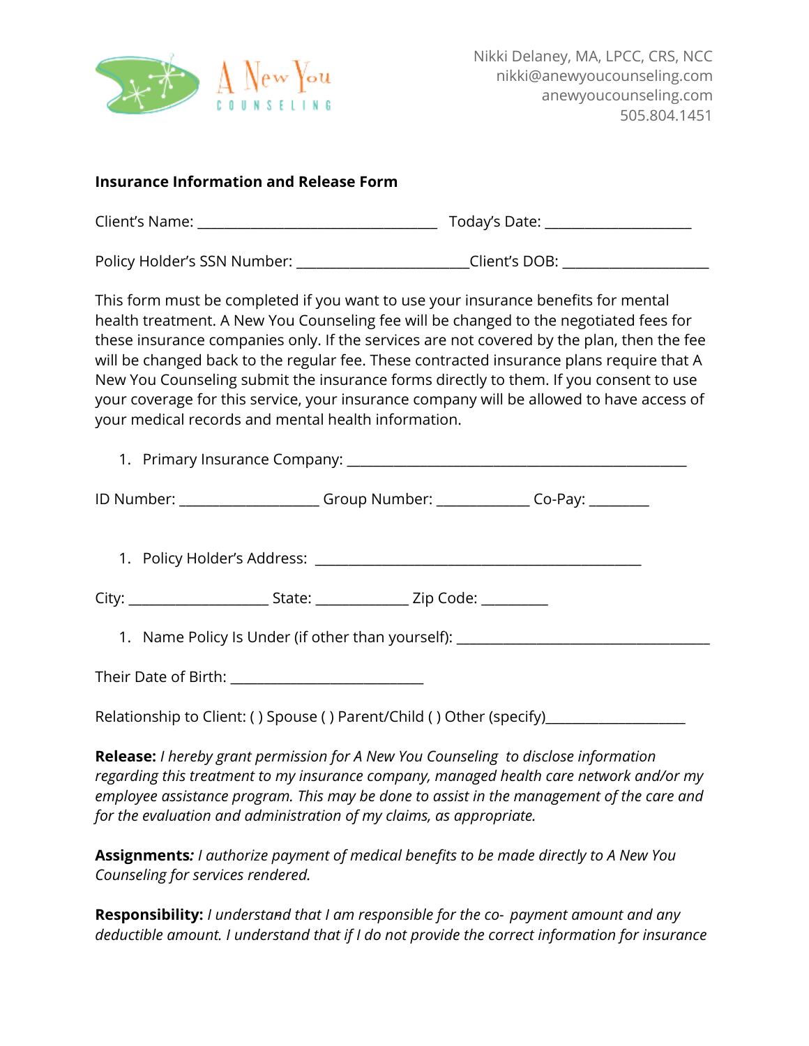A New You
COUNSELING

Nikki Delaney, MA, LPCC, CRS, NCC
nikki@anewyoucounseling.com
anewyoucounseling.com
505.804.1451

**Insurance Information and Release Form**

Client's Name: _________________________________ Today's Date: ____________________

Policy Holder's SSN Number: _______________________Client's DOB: ____________________

This form must be completed if you want to use your insurance benefits for mental health treatment. A New You Counseling fee will be changed to the negotiated fees for these insurance companies only. If the services are not covered by the plan, then the fee will be changed back to the regular fee. These contracted insurance plans require that A New You Counseling submit the insurance forms directly to them. If you consent to use your coverage for this service, your insurance company will be allowed to have access of your medical records and mental health information.

1. Primary Insurance Company: _______________________________________________

ID Number: ___________________ Group Number: ____________ Co-Pay: ________

1. Policy Holder's Address: _____________________________________________

City: ___________________ State: ____________ Zip Code: _________

1. Name Policy Is Under (if other than yourself): ___________________________________

Their Date of Birth: __________________________

Relationship to Client: ( ) Spouse ( ) Parent/Child ( ) Other (specify)___________________

**Release:** *I hereby grant permission for A New You Counseling to disclose information regarding this treatment to my insurance company, managed health care network and/or my employee assistance program. This may be done to assist in the management of the care and for the evaluation and administration of my claims, as appropriate.*

**Assignments***: I authorize payment of medical benefits to be made directly to A New You Counseling for services rendered.*

**Responsibility:** *I understand that I am responsible for the co- payment amount and any deductible amount. I understand that if I do not provide the correct information for insurance*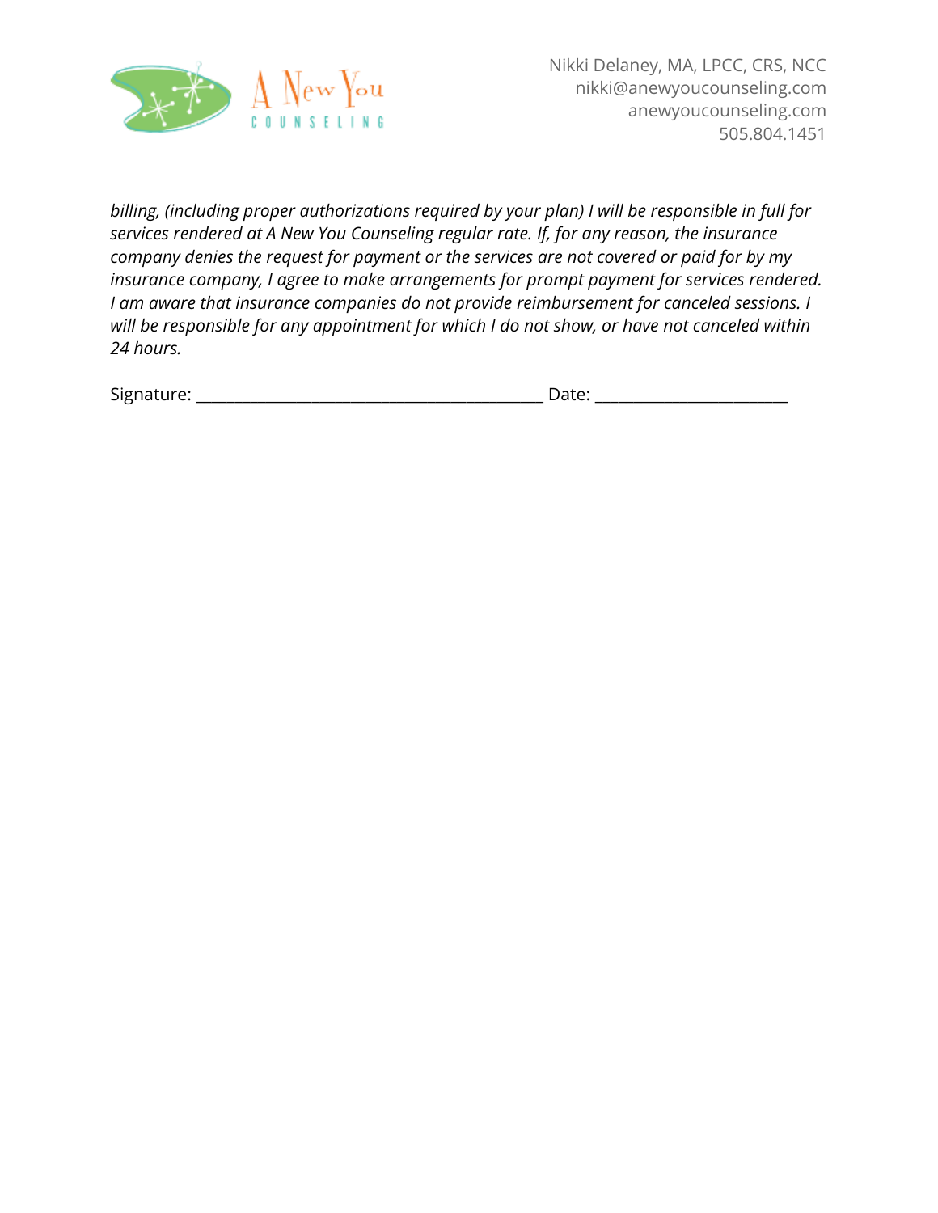*billing, (including proper authorizations required by your plan) I will be responsible in full for services rendered at A New You Counseling regular rate. If, for any reason, the insurance company denies the request for payment or the services are not covered or paid for by my insurance company, I agree to make arrangements for prompt payment for services rendered. I am aware that insurance companies do not provide reimbursement for canceled sessions. I will be responsible for any appointment for which I do not show, or have not canceled within 24 hours.*

Signature: ________________________________________ Date: ______________________